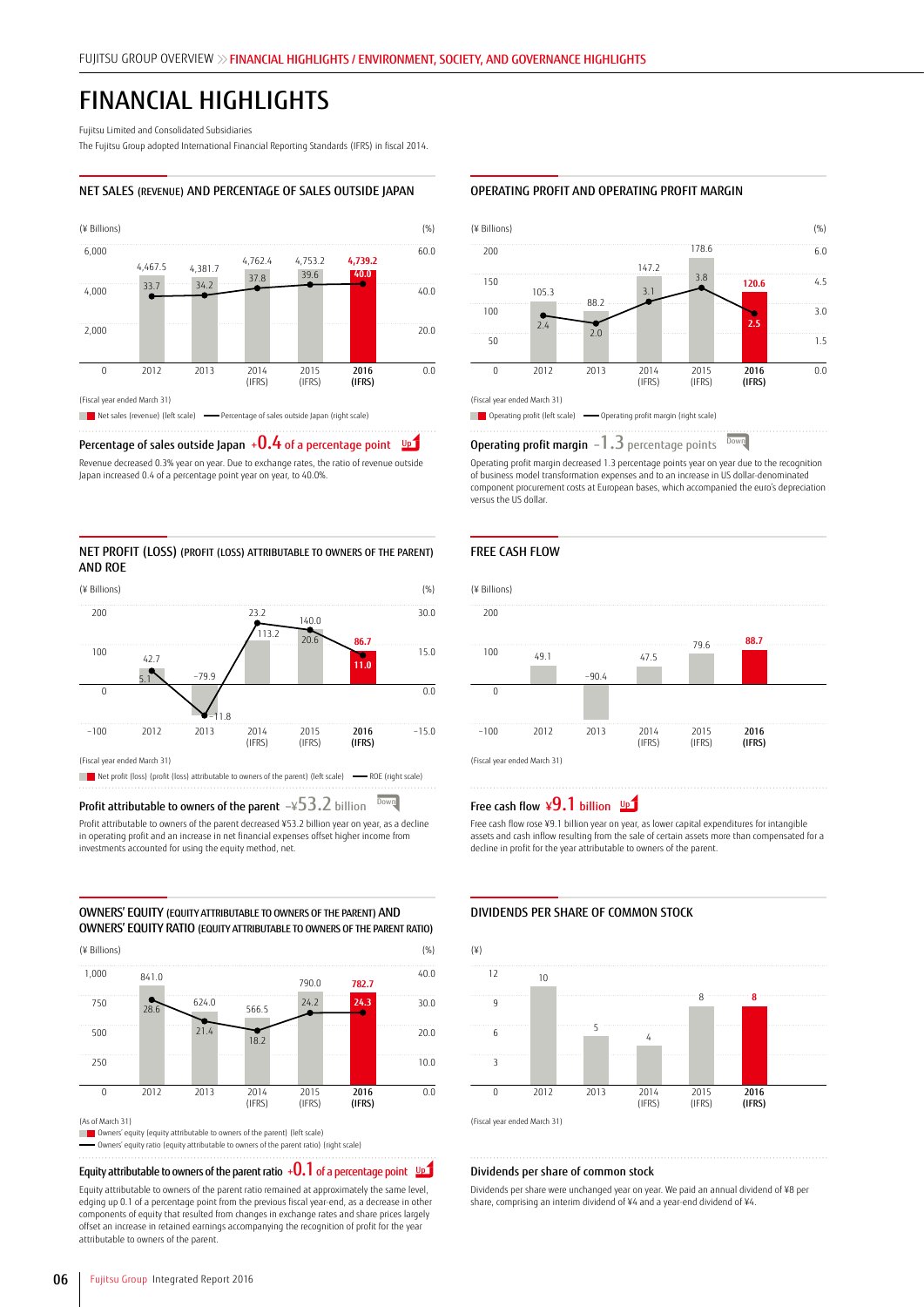# FINANCIAL HIGHLIGHTS

Fujitsu Limited and Consolidated Subsidiaries

The Fujitsu Group adopted International Financial Reporting Standards (IFRS) in fiscal 2014.

## NET SALES (REVENUE) AND PERCENTAGE OF SALES OUTSIDE JAPAN

| (Fiscal year ended March 31) | 2012 | 2013 | 2014 (IFRS) | 2015 (IFRS) | 2016 (IFRS) |
|---|---|---|---|---|---|
| Net sales (revenue) (¥ Billions) (left scale) | 4,467.5 | 4,381.7 | 4,762.4 | 4,753.2 | 4,739.2 |
| Percentage of sales outside Japan (%) (right scale) | 33.7 | 34.2 | 37.8 | 39.6 | 40.0 |

### Percentage of sales outside Japan +0.4 of a percentage point Up

Revenue decreased 0.3% year on year. Due to exchange rates, the ratio of revenue outside Japan increased 0.4 of a percentage point year on year, to 40.0%.

## OPERATING PROFIT AND OPERATING PROFIT MARGIN

| (Fiscal year ended March 31) | 2012 | 2013 | 2014 (IFRS) | 2015 (IFRS) | 2016 (IFRS) |
|---|---|---|---|---|---|
| Operating profit (¥ Billions) (left scale) | 105.3 | 88.2 | 147.2 | 178.6 | 120.6 |
| Operating profit margin (%) (right scale) | 2.4 | 2.0 | 3.1 | 3.8 | 2.5 |

### Operating profit margin −1.3 percentage points Down

Operating profit margin decreased 1.3 percentage points year on year due to the recognition of business model transformation expenses and to an increase in US dollar-denominated component procurement costs at European bases, which accompanied the euro's depreciation versus the US dollar.

## NET PROFIT (LOSS) (PROFIT (LOSS) ATTRIBUTABLE TO OWNERS OF THE PARENT) AND ROE

| (Fiscal year ended March 31) | 2012 | 2013 | 2014 (IFRS) | 2015 (IFRS) | 2016 (IFRS) |
|---|---|---|---|---|---|
| Net profit (loss) (profit (loss) attributable to owners of the parent) (¥ Billions) (left scale) | 42.7 | −79.9 | 113.2 | 140.0 | 86.7 |
| ROE (%) (right scale) | 5.1 | −11.8 | 23.2 | 20.6 | 11.0 |

### Profit attributable to owners of the parent −¥53.2 billion Down

Profit attributable to owners of the parent decreased ¥53.2 billion year on year, as a decline in operating profit and an increase in net financial expenses offset higher income from investments accounted for using the equity method, net.

## FREE CASH FLOW

| (Fiscal year ended March 31) | 2012 | 2013 | 2014 (IFRS) | 2015 (IFRS) | 2016 (IFRS) |
|---|---|---|---|---|---|
| Free cash flow (¥ Billions) | 49.1 | −90.4 | 47.5 | 79.6 | 88.7 |

### Free cash flow ¥9.1 billion Up

Free cash flow rose ¥9.1 billion year on year, as lower capital expenditures for intangible assets and cash inflow resulting from the sale of certain assets more than compensated for a decline in profit for the year attributable to owners of the parent.

## OWNERS' EQUITY (EQUITY ATTRIBUTABLE TO OWNERS OF THE PARENT) AND OWNERS' EQUITY RATIO (EQUITY ATTRIBUTABLE TO OWNERS OF THE PARENT RATIO)

| (As of March 31) | 2012 | 2013 | 2014 (IFRS) | 2015 (IFRS) | 2016 (IFRS) |
|---|---|---|---|---|---|
| Owners' equity (equity attributable to owners of the parent) (¥ Billions) (left scale) | 841.0 | 624.0 | 566.5 | 790.0 | 782.7 |
| Owners' equity ratio (equity attributable to owners of the parent ratio) (%) (right scale) | 28.6 | 21.4 | 18.2 | 24.2 | 24.3 |

### Equity attributable to owners of the parent ratio +0.1 of a percentage point Up

Equity attributable to owners of the parent ratio remained at approximately the same level, edging up 0.1 of a percentage point from the previous fiscal year-end, as a decrease in other components of equity that resulted from changes in exchange rates and share prices largely offset an increase in retained earnings accompanying the recognition of profit for the year attributable to owners of the parent.

## DIVIDENDS PER SHARE OF COMMON STOCK

| (Fiscal year ended March 31) | 2012 | 2013 | 2014 (IFRS) | 2015 (IFRS) | 2016 (IFRS) |
|---|---|---|---|---|---|
| Dividends per share (¥) | 10 | 5 | 4 | 8 | 8 |

### Dividends per share of common stock

Dividends per share were unchanged year on year. We paid an annual dividend of ¥8 per share, comprising an interim dividend of ¥4 and a year-end dividend of ¥4.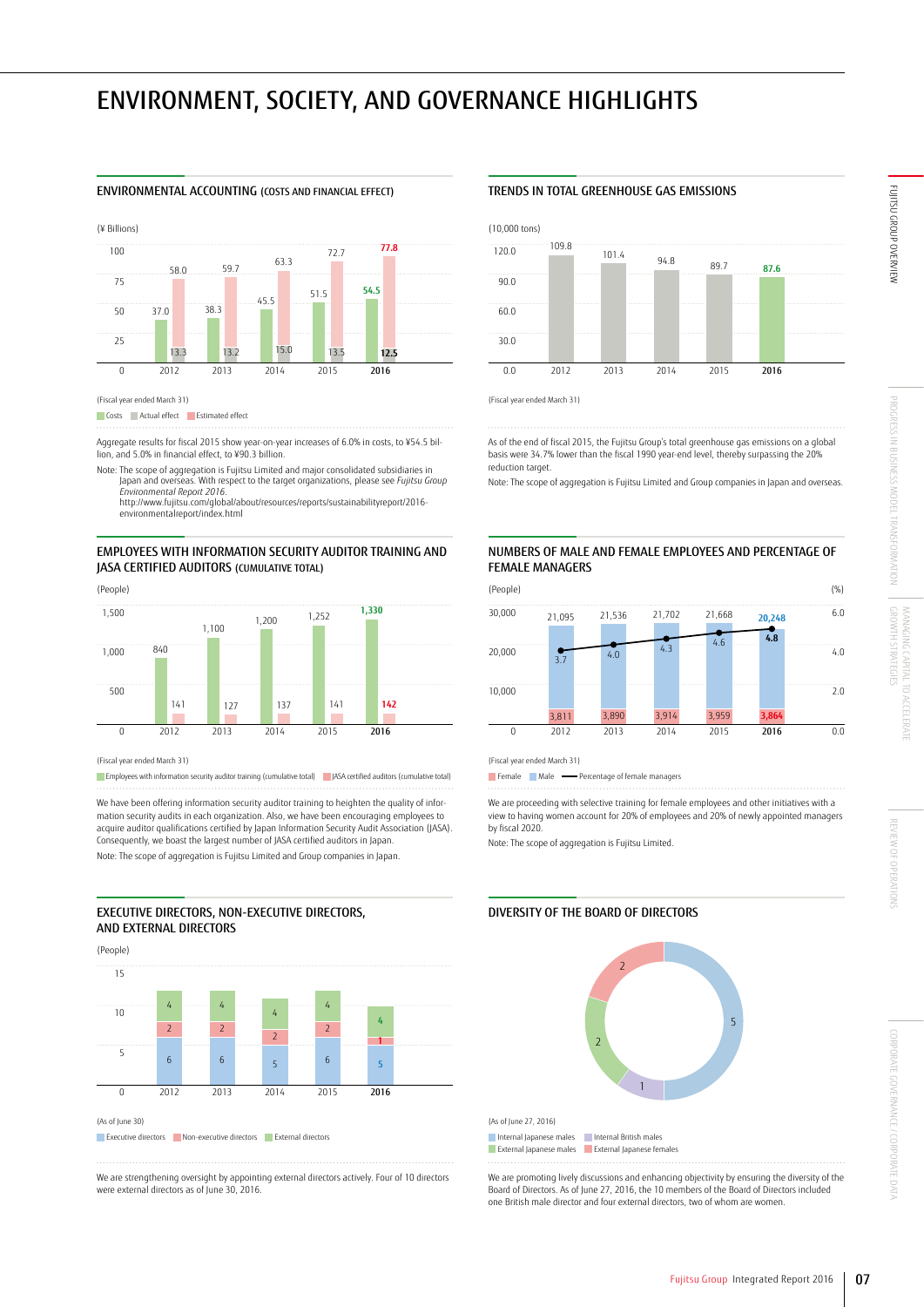# ENVIRONMENT, SOCIETY, AND GOVERNANCE HIGHLIGHTS

## ENVIRONMENTAL ACCOUNTING (COSTS AND FINANCIAL EFFECT)

(¥ Billions)

100
75
50
25
0

2012: 37.0, 58.0, 13.3
2013: 38.3, 59.7, 13.2
2014: 45.5, 63.3, 15.0
2015: 51.5, 72.7, 13.5
2016: 54.5, 77.8, 12.5

(Fiscal year ended March 31)

Costs / Actual effect / Estimated effect

Aggregate results for fiscal 2015 show year-on-year increases of 6.0% in costs, to ¥54.5 billion, and 5.0% in financial effect, to ¥90.3 billion.

Note: The scope of aggregation is Fujitsu Limited and major consolidated subsidiaries in Japan and overseas. With respect to the target organizations, please see *Fujitsu Group Environmental Report 2016*.
http://www.fujitsu.com/global/about/resources/reports/sustainabilityreport/2016-environmentalreport/index.html

## TRENDS IN TOTAL GREENHOUSE GAS EMISSIONS

(10,000 tons)

120.0
90.0
60.0
30.0
0.0

2012: 109.8
2013: 101.4
2014: 94.8
2015: 89.7
2016: 87.6

(Fiscal year ended March 31)

As of the end of fiscal 2015, the Fujitsu Group's total greenhouse gas emissions on a global basis were 34.7% lower than the fiscal 1990 year-end level, thereby surpassing the 20% reduction target.

Note: The scope of aggregation is Fujitsu Limited and Group companies in Japan and overseas.

## EMPLOYEES WITH INFORMATION SECURITY AUDITOR TRAINING AND JASA CERTIFIED AUDITORS (CUMULATIVE TOTAL)

(People)

1,500
1,000
500
0

2012: 840, 141
2013: 1,100, 127
2014: 1,200, 137
2015: 1,252, 141
2016: 1,330, 142

(Fiscal year ended March 31)

Employees with information security auditor training (cumulative total) / JASA certified auditors (cumulative total)

We have been offering information security auditor training to heighten the quality of information security audits in each organization. Also, we have been encouraging employees to acquire auditor qualifications certified by Japan Information Security Audit Association (JASA). Consequently, we boast the largest number of JASA certified auditors in Japan.

Note: The scope of aggregation is Fujitsu Limited and Group companies in Japan.

## NUMBERS OF MALE AND FEMALE EMPLOYEES AND PERCENTAGE OF FEMALE MANAGERS

(People) (%)

30,000 6.0
20,000 4.0
10,000 2.0
0 0.0

2012: 21,095, 3,811, 3.7
2013: 21,536, 3,890, 4.0
2014: 21,702, 3,914, 4.3
2015: 21,668, 3,959, 4.6
2016: 20,248, 3,864, 4.8

(Fiscal year ended March 31)

Female / Male / Percentage of female managers

We are proceeding with selective training for female employees and other initiatives with a view to having women account for 20% of employees and 20% of newly appointed managers by fiscal 2020.

Note: The scope of aggregation is Fujitsu Limited.

## EXECUTIVE DIRECTORS, NON-EXECUTIVE DIRECTORS, AND EXTERNAL DIRECTORS

(People)

15
10
5
0

2012: 6, 2, 4
2013: 6, 2, 4
2014: 5, 2, 4
2015: 6, 2, 4
2016: 5, 1, 4

(As of June 30)

Executive directors / Non-executive directors / External directors

We are strengthening oversight by appointing external directors actively. Four of 10 directors were external directors as of June 30, 2016.

## DIVERSITY OF THE BOARD OF DIRECTORS

5
1
2
2

(As of June 27, 2016)

Internal Japanese males / Internal British males / External Japanese males / External Japanese females

We are promoting lively discussions and enhancing objectivity by ensuring the diversity of the Board of Directors. As of June 27, 2016, the 10 members of the Board of Directors included one British male director and four external directors, two of whom are women.